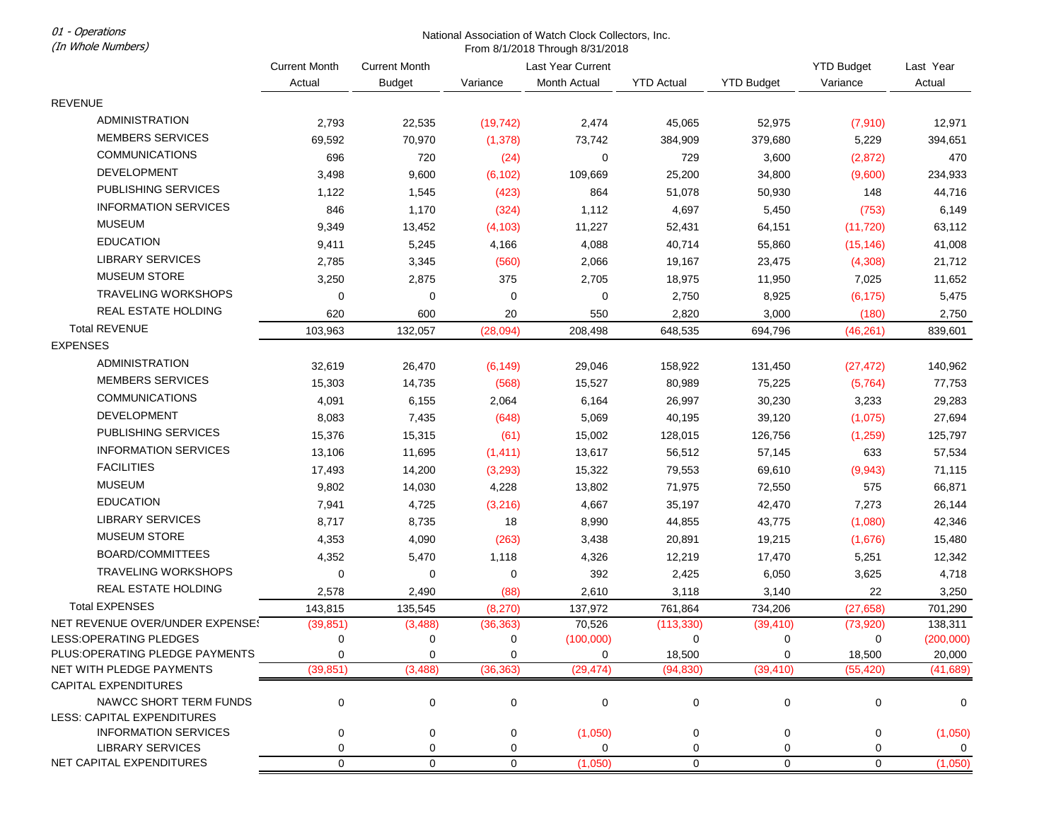01 - Operations
(In Whole Numbers)

National Association of Watch Clock Collectors, Inc.
From 8/1/2018 Through 8/31/2018

| | Current Month Actual | Current Month Budget | Variance | Last Year Current Month Actual | YTD Actual | YTD Budget | YTD Budget Variance | Last Year Actual |
|---|---|---|---|---|---|---|---|---|
| REVENUE | | | | | | | | |
| ADMINISTRATION | 2,793 | 22,535 | (19,742) | 2,474 | 45,065 | 52,975 | (7,910) | 12,971 |
| MEMBERS SERVICES | 69,592 | 70,970 | (1,378) | 73,742 | 384,909 | 379,680 | 5,229 | 394,651 |
| COMMUNICATIONS | 696 | 720 | (24) | 0 | 729 | 3,600 | (2,872) | 470 |
| DEVELOPMENT | 3,498 | 9,600 | (6,102) | 109,669 | 25,200 | 34,800 | (9,600) | 234,933 |
| PUBLISHING SERVICES | 1,122 | 1,545 | (423) | 864 | 51,078 | 50,930 | 148 | 44,716 |
| INFORMATION SERVICES | 846 | 1,170 | (324) | 1,112 | 4,697 | 5,450 | (753) | 6,149 |
| MUSEUM | 9,349 | 13,452 | (4,103) | 11,227 | 52,431 | 64,151 | (11,720) | 63,112 |
| EDUCATION | 9,411 | 5,245 | 4,166 | 4,088 | 40,714 | 55,860 | (15,146) | 41,008 |
| LIBRARY SERVICES | 2,785 | 3,345 | (560) | 2,066 | 19,167 | 23,475 | (4,308) | 21,712 |
| MUSEUM STORE | 3,250 | 2,875 | 375 | 2,705 | 18,975 | 11,950 | 7,025 | 11,652 |
| TRAVELING WORKSHOPS | 0 | 0 | 0 | 0 | 2,750 | 8,925 | (6,175) | 5,475 |
| REAL ESTATE HOLDING | 620 | 600 | 20 | 550 | 2,820 | 3,000 | (180) | 2,750 |
| Total REVENUE | 103,963 | 132,057 | (28,094) | 208,498 | 648,535 | 694,796 | (46,261) | 839,601 |
| EXPENSES | | | | | | | | |
| ADMINISTRATION | 32,619 | 26,470 | (6,149) | 29,046 | 158,922 | 131,450 | (27,472) | 140,962 |
| MEMBERS SERVICES | 15,303 | 14,735 | (568) | 15,527 | 80,989 | 75,225 | (5,764) | 77,753 |
| COMMUNICATIONS | 4,091 | 6,155 | 2,064 | 6,164 | 26,997 | 30,230 | 3,233 | 29,283 |
| DEVELOPMENT | 8,083 | 7,435 | (648) | 5,069 | 40,195 | 39,120 | (1,075) | 27,694 |
| PUBLISHING SERVICES | 15,376 | 15,315 | (61) | 15,002 | 128,015 | 126,756 | (1,259) | 125,797 |
| INFORMATION SERVICES | 13,106 | 11,695 | (1,411) | 13,617 | 56,512 | 57,145 | 633 | 57,534 |
| FACILITIES | 17,493 | 14,200 | (3,293) | 15,322 | 79,553 | 69,610 | (9,943) | 71,115 |
| MUSEUM | 9,802 | 14,030 | 4,228 | 13,802 | 71,975 | 72,550 | 575 | 66,871 |
| EDUCATION | 7,941 | 4,725 | (3,216) | 4,667 | 35,197 | 42,470 | 7,273 | 26,144 |
| LIBRARY SERVICES | 8,717 | 8,735 | 18 | 8,990 | 44,855 | 43,775 | (1,080) | 42,346 |
| MUSEUM STORE | 4,353 | 4,090 | (263) | 3,438 | 20,891 | 19,215 | (1,676) | 15,480 |
| BOARD/COMMITTEES | 4,352 | 5,470 | 1,118 | 4,326 | 12,219 | 17,470 | 5,251 | 12,342 |
| TRAVELING WORKSHOPS | 0 | 0 | 0 | 392 | 2,425 | 6,050 | 3,625 | 4,718 |
| REAL ESTATE HOLDING | 2,578 | 2,490 | (88) | 2,610 | 3,118 | 3,140 | 22 | 3,250 |
| Total EXPENSES | 143,815 | 135,545 | (8,270) | 137,972 | 761,864 | 734,206 | (27,658) | 701,290 |
| NET REVENUE OVER/UNDER EXPENSES | (39,851) | (3,488) | (36,363) | 70,526 | (113,330) | (39,410) | (73,920) | 138,311 |
| LESS:OPERATING PLEDGES | 0 | 0 | 0 | (100,000) | 0 | 0 | 0 | (200,000) |
| PLUS:OPERATING PLEDGE PAYMENTS | 0 | 0 | 0 | 0 | 18,500 | 0 | 18,500 | 20,000 |
| NET WITH PLEDGE PAYMENTS | (39,851) | (3,488) | (36,363) | (29,474) | (94,830) | (39,410) | (55,420) | (41,689) |
| CAPITAL EXPENDITURES | | | | | | | | |
| NAWCC SHORT TERM FUNDS | 0 | 0 | 0 | 0 | 0 | 0 | 0 | 0 |
| LESS: CAPITAL EXPENDITURES | | | | | | | | |
| INFORMATION SERVICES | 0 | 0 | 0 | (1,050) | 0 | 0 | 0 | (1,050) |
| LIBRARY SERVICES | 0 | 0 | 0 | 0 | 0 | 0 | 0 | 0 |
| NET CAPITAL EXPENDITURES | 0 | 0 | 0 | (1,050) | 0 | 0 | 0 | (1,050) |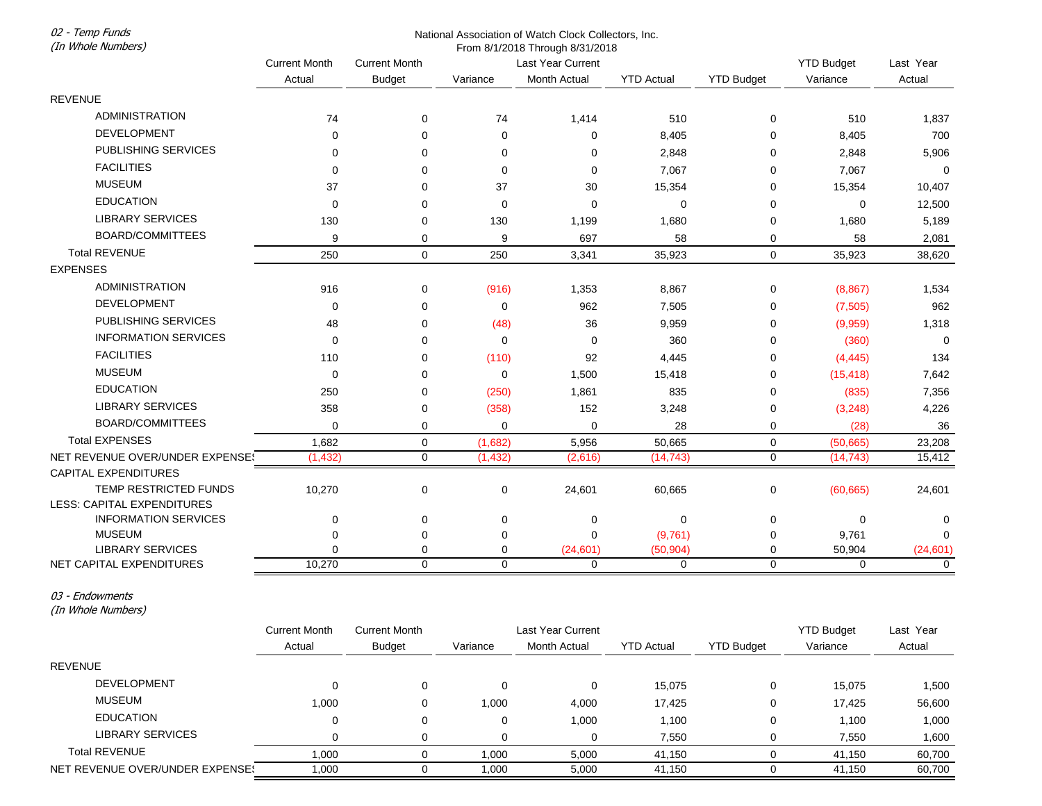*02 - Temp Funds*
*(In Whole Numbers)*

National Association of Watch Clock Collectors, Inc.
From 8/1/2018 Through 8/31/2018

| | Current Month Actual | Current Month Budget | Variance | Last Year Current Month Actual | YTD Actual | YTD Budget | YTD Budget Variance | Last Year Actual |
|---|---|---|---|---|---|---|---|---|
| REVENUE | | | | | | | | |
| ADMINISTRATION | 74 | 0 | 74 | 1,414 | 510 | 0 | 510 | 1,837 |
| DEVELOPMENT | 0 | 0 | 0 | 0 | 8,405 | 0 | 8,405 | 700 |
| PUBLISHING SERVICES | 0 | 0 | 0 | 0 | 2,848 | 0 | 2,848 | 5,906 |
| FACILITIES | 0 | 0 | 0 | 0 | 7,067 | 0 | 7,067 | 0 |
| MUSEUM | 37 | 0 | 37 | 30 | 15,354 | 0 | 15,354 | 10,407 |
| EDUCATION | 0 | 0 | 0 | 0 | 0 | 0 | 0 | 12,500 |
| LIBRARY SERVICES | 130 | 0 | 130 | 1,199 | 1,680 | 0 | 1,680 | 5,189 |
| BOARD/COMMITTEES | 9 | 0 | 9 | 697 | 58 | 0 | 58 | 2,081 |
| Total REVENUE | 250 | 0 | 250 | 3,341 | 35,923 | 0 | 35,923 | 38,620 |
| EXPENSES | | | | | | | | |
| ADMINISTRATION | 916 | 0 | (916) | 1,353 | 8,867 | 0 | (8,867) | 1,534 |
| DEVELOPMENT | 0 | 0 | 0 | 962 | 7,505 | 0 | (7,505) | 962 |
| PUBLISHING SERVICES | 48 | 0 | (48) | 36 | 9,959 | 0 | (9,959) | 1,318 |
| INFORMATION SERVICES | 0 | 0 | 0 | 0 | 360 | 0 | (360) | 0 |
| FACILITIES | 110 | 0 | (110) | 92 | 4,445 | 0 | (4,445) | 134 |
| MUSEUM | 0 | 0 | 0 | 1,500 | 15,418 | 0 | (15,418) | 7,642 |
| EDUCATION | 250 | 0 | (250) | 1,861 | 835 | 0 | (835) | 7,356 |
| LIBRARY SERVICES | 358 | 0 | (358) | 152 | 3,248 | 0 | (3,248) | 4,226 |
| BOARD/COMMITTEES | 0 | 0 | 0 | 0 | 28 | 0 | (28) | 36 |
| Total EXPENSES | 1,682 | 0 | (1,682) | 5,956 | 50,665 | 0 | (50,665) | 23,208 |
| NET REVENUE OVER/UNDER EXPENSES | (1,432) | 0 | (1,432) | (2,616) | (14,743) | 0 | (14,743) | 15,412 |
| CAPITAL EXPENDITURES | | | | | | | | |
| TEMP RESTRICTED FUNDS | 10,270 | 0 | 0 | 24,601 | 60,665 | 0 | (60,665) | 24,601 |
| LESS: CAPITAL EXPENDITURES | | | | | | | | |
| INFORMATION SERVICES | 0 | 0 | 0 | 0 | 0 | 0 | 0 | 0 |
| MUSEUM | 0 | 0 | 0 | 0 | (9,761) | 0 | 9,761 | 0 |
| LIBRARY SERVICES | 0 | 0 | 0 | (24,601) | (50,904) | 0 | 50,904 | (24,601) |
| NET CAPITAL EXPENDITURES | 10,270 | 0 | 0 | 0 | 0 | 0 | 0 | 0 |

*03 - Endowments*
*(In Whole Numbers)*

| | Current Month Actual | Current Month Budget | Variance | Last Year Current Month Actual | YTD Actual | YTD Budget | YTD Budget Variance | Last Year Actual |
|---|---|---|---|---|---|---|---|---|
| REVENUE | | | | | | | | |
| DEVELOPMENT | 0 | 0 | 0 | 0 | 15,075 | 0 | 15,075 | 1,500 |
| MUSEUM | 1,000 | 0 | 1,000 | 4,000 | 17,425 | 0 | 17,425 | 56,600 |
| EDUCATION | 0 | 0 | 0 | 1,000 | 1,100 | 0 | 1,100 | 1,000 |
| LIBRARY SERVICES | 0 | 0 | 0 | 0 | 7,550 | 0 | 7,550 | 1,600 |
| Total REVENUE | 1,000 | 0 | 1,000 | 5,000 | 41,150 | 0 | 41,150 | 60,700 |
| NET REVENUE OVER/UNDER EXPENSES | 1,000 | 0 | 1,000 | 5,000 | 41,150 | 0 | 41,150 | 60,700 |